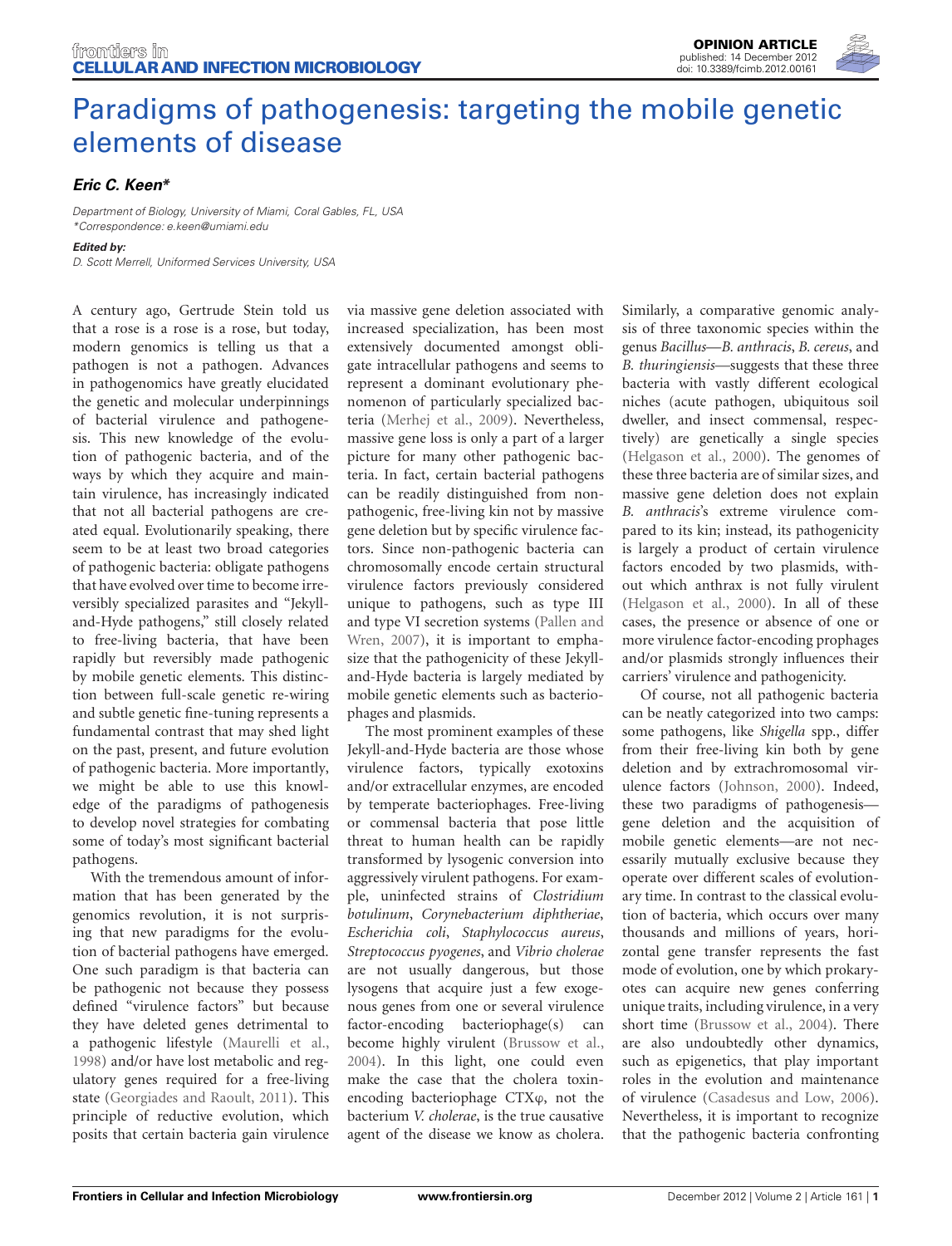OPINION ARTICLE
published: 14 December 2012
doi: 10.3389/fcimb.2012.00161

# Paradigms of pathogenesis: targeting the mobile genetic elements of disease

***Eric C. Keen****

*Department of Biology, University of Miami, Coral Gables, FL, USA*
**Correspondence: e.keen@umiami.edu*

***Edited by:***
*D. Scott Merrell, Uniformed Services University, USA*

A century ago, Gertrude Stein told us that a rose is a rose is a rose, but today, modern genomics is telling us that a pathogen is not a pathogen. Advances in pathogenomics have greatly elucidated the genetic and molecular underpinnings of bacterial virulence and pathogenesis. This new knowledge of the evolution of pathogenic bacteria, and of the ways by which they acquire and maintain virulence, has increasingly indicated that not all bacterial pathogens are created equal. Evolutionarily speaking, there seem to be at least two broad categories of pathogenic bacteria: obligate pathogens that have evolved over time to become irreversibly specialized parasites and "Jekyll-and-Hyde pathogens," still closely related to free-living bacteria, that have been rapidly but reversibly made pathogenic by mobile genetic elements. This distinction between full-scale genetic re-wiring and subtle genetic fine-tuning represents a fundamental contrast that may shed light on the past, present, and future evolution of pathogenic bacteria. More importantly, we might be able to use this knowledge of the paradigms of pathogenesis to develop novel strategies for combating some of today's most significant bacterial pathogens.

With the tremendous amount of information that has been generated by the genomics revolution, it is not surprising that new paradigms for the evolution of bacterial pathogens have emerged. One such paradigm is that bacteria can be pathogenic not because they possess defined "virulence factors" but because they have deleted genes detrimental to a pathogenic lifestyle (Maurelli et al., 1998) and/or have lost metabolic and regulatory genes required for a free-living state (Georgiades and Raoult, 2011). This principle of reductive evolution, which posits that certain bacteria gain virulence via massive gene deletion associated with increased specialization, has been most extensively documented amongst obligate intracellular pathogens and seems to represent a dominant evolutionary phenomenon of particularly specialized bacteria (Merhej et al., 2009). Nevertheless, massive gene loss is only a part of a larger picture for many other pathogenic bacteria. In fact, certain bacterial pathogens can be readily distinguished from non-pathogenic, free-living kin not by massive gene deletion but by specific virulence factors. Since non-pathogenic bacteria can chromosomally encode certain structural virulence factors previously considered unique to pathogens, such as type III and type VI secretion systems (Pallen and Wren, 2007), it is important to emphasize that the pathogenicity of these Jekyll-and-Hyde bacteria is largely mediated by mobile genetic elements such as bacteriophages and plasmids.

The most prominent examples of these Jekyll-and-Hyde bacteria are those whose virulence factors, typically exotoxins and/or extracellular enzymes, are encoded by temperate bacteriophages. Free-living or commensal bacteria that pose little threat to human health can be rapidly transformed by lysogenic conversion into aggressively virulent pathogens. For example, uninfected strains of *Clostridium botulinum*, *Corynebacterium diphtheriae*, *Escherichia coli*, *Staphylococcus aureus*, *Streptococcus pyogenes*, and *Vibrio cholerae* are not usually dangerous, but those lysogens that acquire just a few exogenous genes from one or several virulence factor-encoding bacteriophage(s) can become highly virulent (Brussow et al., 2004). In this light, one could even make the case that the cholera toxin-encoding bacteriophage CTX$\varphi$, not the bacterium *V. cholerae*, is the true causative agent of the disease we know as cholera. Similarly, a comparative genomic analysis of three taxonomic species within the genus *Bacillus*—*B. anthracis*, *B. cereus*, and *B. thuringiensis*—suggests that these three bacteria with vastly different ecological niches (acute pathogen, ubiquitous soil dweller, and insect commensal, respectively) are genetically a single species (Helgason et al., 2000). The genomes of these three bacteria are of similar sizes, and massive gene deletion does not explain *B. anthracis*'s extreme virulence compared to its kin; instead, its pathogenicity is largely a product of certain virulence factors encoded by two plasmids, without which anthrax is not fully virulent (Helgason et al., 2000). In all of these cases, the presence or absence of one or more virulence factor-encoding prophages and/or plasmids strongly influences their carriers' virulence and pathogenicity.

Of course, not all pathogenic bacteria can be neatly categorized into two camps: some pathogens, like *Shigella* spp., differ from their free-living kin both by gene deletion and by extrachromosomal virulence factors (Johnson, 2000). Indeed, these two paradigms of pathogenesis—gene deletion and the acquisition of mobile genetic elements—are not necessarily mutually exclusive because they operate over different scales of evolutionary time. In contrast to the classical evolution of bacteria, which occurs over many thousands and millions of years, horizontal gene transfer represents the fast mode of evolution, one by which prokaryotes can acquire new genes conferring unique traits, including virulence, in a very short time (Brussow et al., 2004). There are also undoubtedly other dynamics, such as epigenetics, that play important roles in the evolution and maintenance of virulence (Casadesus and Low, 2006). Nevertheless, it is important to recognize that the pathogenic bacteria confronting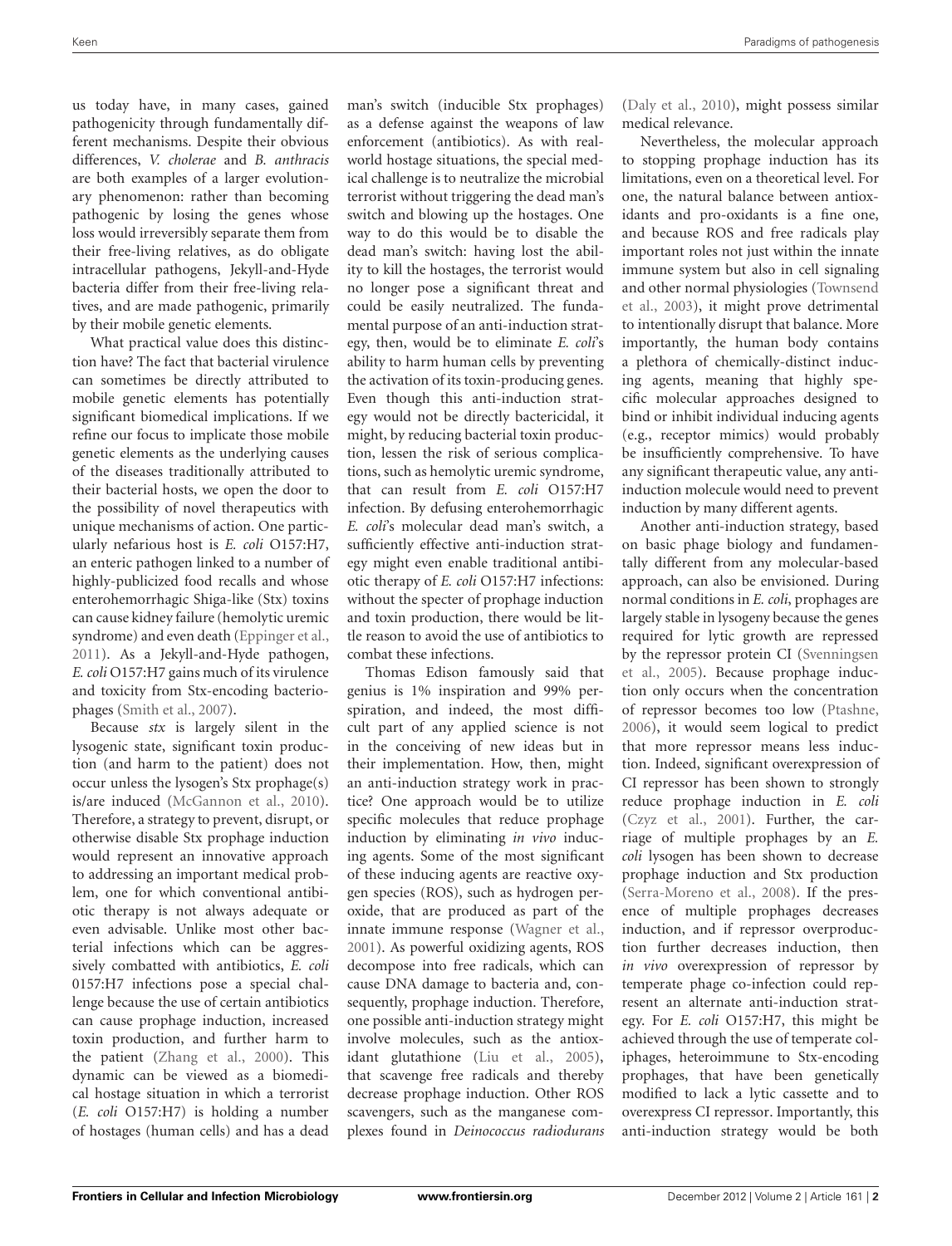us today have, in many cases, gained pathogenicity through fundamentally different mechanisms. Despite their obvious differences, *V. cholerae* and *B. anthracis* are both examples of a larger evolutionary phenomenon: rather than becoming pathogenic by losing the genes whose loss would irreversibly separate them from their free-living relatives, as do obligate intracellular pathogens, Jekyll-and-Hyde bacteria differ from their free-living relatives, and are made pathogenic, primarily by their mobile genetic elements.

What practical value does this distinction have? The fact that bacterial virulence can sometimes be directly attributed to mobile genetic elements has potentially significant biomedical implications. If we refine our focus to implicate those mobile genetic elements as the underlying causes of the diseases traditionally attributed to their bacterial hosts, we open the door to the possibility of novel therapeutics with unique mechanisms of action. One particularly nefarious host is *E. coli* O157:H7, an enteric pathogen linked to a number of highly-publicized food recalls and whose enterohemorrhagic Shiga-like (Stx) toxins can cause kidney failure (hemolytic uremic syndrome) and even death (Eppinger et al., 2011). As a Jekyll-and-Hyde pathogen, *E. coli* O157:H7 gains much of its virulence and toxicity from Stx-encoding bacteriophages (Smith et al., 2007).

Because *stx* is largely silent in the lysogenic state, significant toxin production (and harm to the patient) does not occur unless the lysogen's Stx prophage(s) is/are induced (McGannon et al., 2010). Therefore, a strategy to prevent, disrupt, or otherwise disable Stx prophage induction would represent an innovative approach to addressing an important medical problem, one for which conventional antibiotic therapy is not always adequate or even advisable. Unlike most other bacterial infections which can be aggressively combatted with antibiotics, *E. coli* 0157:H7 infections pose a special challenge because the use of certain antibiotics can cause prophage induction, increased toxin production, and further harm to the patient (Zhang et al., 2000). This dynamic can be viewed as a biomedical hostage situation in which a terrorist (*E. coli* O157:H7) is holding a number of hostages (human cells) and has a dead man's switch (inducible Stx prophages) as a defense against the weapons of law enforcement (antibiotics). As with real-world hostage situations, the special medical challenge is to neutralize the microbial terrorist without triggering the dead man's switch and blowing up the hostages. One way to do this would be to disable the dead man's switch: having lost the ability to kill the hostages, the terrorist would no longer pose a significant threat and could be easily neutralized. The fundamental purpose of an anti-induction strategy, then, would be to eliminate *E. coli*'s ability to harm human cells by preventing the activation of its toxin-producing genes. Even though this anti-induction strategy would not be directly bactericidal, it might, by reducing bacterial toxin production, lessen the risk of serious complications, such as hemolytic uremic syndrome, that can result from *E. coli* O157:H7 infection. By defusing enterohemorrhagic *E. coli*'s molecular dead man's switch, a sufficiently effective anti-induction strategy might even enable traditional antibiotic therapy of *E. coli* O157:H7 infections: without the specter of prophage induction and toxin production, there would be little reason to avoid the use of antibiotics to combat these infections.

Thomas Edison famously said that genius is 1% inspiration and 99% perspiration, and indeed, the most difficult part of any applied science is not in the conceiving of new ideas but in their implementation. How, then, might an anti-induction strategy work in practice? One approach would be to utilize specific molecules that reduce prophage induction by eliminating *in vivo* inducing agents. Some of the most significant of these inducing agents are reactive oxygen species (ROS), such as hydrogen peroxide, that are produced as part of the innate immune response (Wagner et al., 2001). As powerful oxidizing agents, ROS decompose into free radicals, which can cause DNA damage to bacteria and, consequently, prophage induction. Therefore, one possible anti-induction strategy might involve molecules, such as the antioxidant glutathione (Liu et al., 2005), that scavenge free radicals and thereby decrease prophage induction. Other ROS scavengers, such as the manganese complexes found in *Deinococcus radiodurans* (Daly et al., 2010), might possess similar medical relevance.

Nevertheless, the molecular approach to stopping prophage induction has its limitations, even on a theoretical level. For one, the natural balance between antioxidants and pro-oxidants is a fine one, and because ROS and free radicals play important roles not just within the innate immune system but also in cell signaling and other normal physiologies (Townsend et al., 2003), it might prove detrimental to intentionally disrupt that balance. More importantly, the human body contains a plethora of chemically-distinct inducing agents, meaning that highly specific molecular approaches designed to bind or inhibit individual inducing agents (e.g., receptor mimics) would probably be insufficiently comprehensive. To have any significant therapeutic value, any anti-induction molecule would need to prevent induction by many different agents.

Another anti-induction strategy, based on basic phage biology and fundamentally different from any molecular-based approach, can also be envisioned. During normal conditions in *E. coli*, prophages are largely stable in lysogeny because the genes required for lytic growth are repressed by the repressor protein CI (Svenningsen et al., 2005). Because prophage induction only occurs when the concentration of repressor becomes too low (Ptashne, 2006), it would seem logical to predict that more repressor means less induction. Indeed, significant overexpression of CI repressor has been shown to strongly reduce prophage induction in *E. coli* (Czyz et al., 2001). Further, the carriage of multiple prophages by an *E. coli* lysogen has been shown to decrease prophage induction and Stx production (Serra-Moreno et al., 2008). If the presence of multiple prophages decreases induction, and if repressor overproduction further decreases induction, then *in vivo* overexpression of repressor by temperate phage co-infection could represent an alternate anti-induction strategy. For *E. coli* O157:H7, this might be achieved through the use of temperate coliphages, heteroimmune to Stx-encoding prophages, that have been genetically modified to lack a lytic cassette and to overexpress CI repressor. Importantly, this anti-induction strategy would be both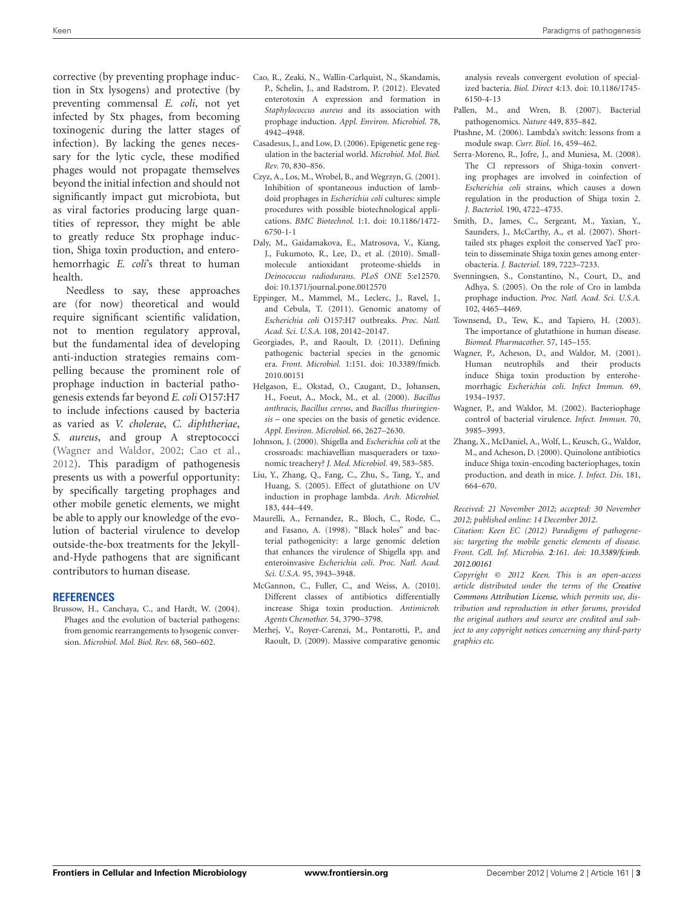corrective (by preventing prophage induction in Stx lysogens) and protective (by preventing commensal *E. coli*, not yet infected by Stx phages, from becoming toxinogenic during the latter stages of infection). By lacking the genes necessary for the lytic cycle, these modified phages would not propagate themselves beyond the initial infection and should not significantly impact gut microbiota, but as viral factories producing large quantities of repressor, they might be able to greatly reduce Stx prophage induction, Shiga toxin production, and enterohemorrhagic *E. coli*'s threat to human health.

Needless to say, these approaches are (for now) theoretical and would require significant scientific validation, not to mention regulatory approval, but the fundamental idea of developing anti-induction strategies remains compelling because the prominent role of prophage induction in bacterial pathogenesis extends far beyond *E. coli* O157:H7 to include infections caused by bacteria as varied as *V. cholerae*, *C. diphtheriae*, *S. aureus*, and group A streptococci (Wagner and Waldor, 2002; Cao et al., 2012). This paradigm of pathogenesis presents us with a powerful opportunity: by specifically targeting prophages and other mobile genetic elements, we might be able to apply our knowledge of the evolution of bacterial virulence to develop outside-the-box treatments for the Jekyll-and-Hyde pathogens that are significant contributors to human disease.

## REFERENCES

Brussow, H., Canchaya, C., and Hardt, W. (2004). Phages and the evolution of bacterial pathogens: from genomic rearrangements to lysogenic conversion. *Microbiol. Mol. Biol. Rev.* 68, 560–602.

Cao, R., Zeaki, N., Wallin-Carlquist, N., Skandamis, P., Schelin, J., and Radstrom, P. (2012). Elevated enterotoxin A expression and formation in *Staphylococcus aureus* and its association with prophage induction. *Appl. Environ. Microbiol.* 78, 4942–4948.

Casadesus, J., and Low, D. (2006). Epigenetic gene regulation in the bacterial world. *Microbiol. Mol. Biol. Rev.* 70, 830–856.

Czyz, A., Los, M., Wrobel, B., and Wegrzyn, G. (2001). Inhibition of spontaneous induction of lambdoid prophages in *Escherichia coli* cultures: simple procedures with possible biotechnological applications. *BMC Biotechnol.* 1:1. doi: 10.1186/1472-6750-1-1

Daly, M., Gaidamakova, E., Matrosova, V., Kiang, J., Fukumoto, R., Lee, D., et al. (2010). Small-molecule antioxidant proteome-shields in *Deinococcus radiodurans*. *PLoS ONE* 5:e12570. doi: 10.1371/journal.pone.0012570

Eppinger, M., Mammel, M., Leclerc, J., Ravel, J., and Cebula, T. (2011). Genomic anatomy of *Escherichia coli* O157:H7 outbreaks. *Proc. Natl. Acad. Sci. U.S.A.* 108, 20142–20147.

Georgiades, P., and Raoult, D. (2011). Defining pathogenic bacterial species in the genomic era. *Front. Microbiol.* 1:151. doi: 10.3389/fmicb.2010.00151

Helgason, E., Okstad, O., Caugant, D., Johansen, H., Foeut, A., Mock, M., et al. (2000). *Bacillus anthracis*, *Bacillus cereus*, and *Bacillus thuringiensis* – one species on the basis of genetic evidence. *Appl. Environ. Microbiol.* 66, 2627–2630.

Johnson, J. (2000). Shigella and *Escherichia coli* at the crossroads: machiavellian masqueraders or taxonomic treachery? *J. Med. Microbiol.* 49, 583–585.

Liu, Y., Zhang, Q., Fang, C., Zhu, S., Tang, Y., and Huang, S. (2005). Effect of glutathione on UV induction in prophage lambda. *Arch. Microbiol.* 183, 444–449.

Maurelli, A., Fernandez, R., Bloch, C., Rode, C., and Fasano, A. (1998). "Black holes" and bacterial pathogenicity: a large genomic deletion that enhances the virulence of Shigella spp. and enteroinvasive *Escherichia coli*. *Proc. Natl. Acad. Sci. U.S.A.* 95, 3943–3948.

McGannon, C., Fuller, C., and Weiss, A. (2010). Different classes of antibiotics differentially increase Shiga toxin production. *Antimicrob. Agents Chemother.* 54, 3790–3798.

Merhej, V., Royer-Carenzi, M., Pontarotti, P., and Raoult, D. (2009). Massive comparative genomic analysis reveals convergent evolution of specialized bacteria. *Biol. Direct* 4:13. doi: 10.1186/1745-6150-4-13

Pallen, M., and Wren, B. (2007). Bacterial pathogenomics. *Nature* 449, 835–842.

Ptashne, M. (2006). Lambda's switch: lessons from a module swap. *Curr. Biol.* 16, 459–462.

Serra-Moreno, R., Jofre, J., and Muniesa, M. (2008). The CI repressors of Shiga-toxin converting prophages are involved in coinfection of *Escherichia coli* strains, which causes a down regulation in the production of Shiga toxin 2. *J. Bacteriol.* 190, 4722–4735.

Smith, D., James, C., Sergeant, M., Yaxian, Y., Saunders, J., McCarthy, A., et al. (2007). Short-tailed stx phages exploit the conserved YaeT protein to disseminate Shiga toxin genes among enterobacteria. *J. Bacteriol.* 189, 7223–7233.

Svenningsen, S., Constantino, N., Court, D., and Adhya, S. (2005). On the role of Cro in lambda prophage induction. *Proc. Natl. Acad. Sci. U.S.A.* 102, 4465–4469.

Townsend, D., Tew, K., and Tapiero, H. (2003). The importance of glutathione in human disease. *Biomed. Pharmacother.* 57, 145–155.

Wagner, P., Acheson, D., and Waldor, M. (2001). Human neutrophils and their products induce Shiga toxin production by enterohemorrhagic *Escherichia coli*. *Infect Immun.* 69, 1934–1937.

Wagner, P., and Waldor, M. (2002). Bacteriophage control of bacterial virulence. *Infect. Immun.* 70, 3985–3993.

Zhang, X., McDaniel, A., Wolf, L., Keusch, G., Waldor, M., and Acheson, D. (2000). Quinolone antibiotics induce Shiga toxin-encoding bacteriophages, toxin production, and death in mice. *J. Infect. Dis.* 181, 664–670.

*Received: 21 November 2012; accepted: 30 November 2012; published online: 14 December 2012.*

*Citation: Keen EC (2012) Paradigms of pathogenesis: targeting the mobile genetic elements of disease. Front. Cell. Inf. Microbio.* ***2****:161. doi: 10.3389/fcimb.2012.00161*

*Copyright © 2012 Keen. This is an open-access article distributed under the terms of the Creative Commons Attribution License, which permits use, distribution and reproduction in other forums, provided the original authors and source are credited and subject to any copyright notices concerning any third-party graphics etc.*